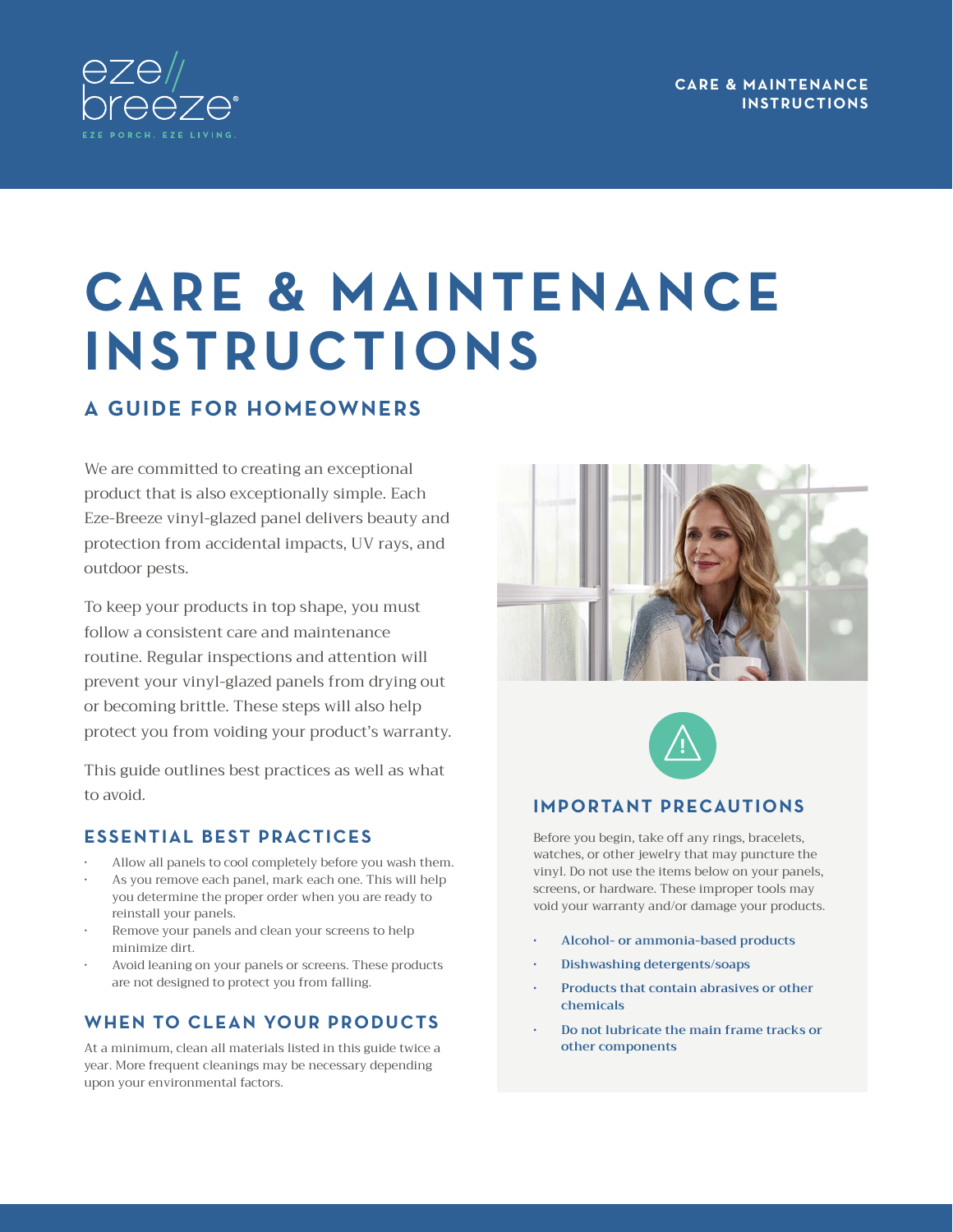# CARE & MAINTENANCE INSTRUCTIONS

## A GUIDE FOR HOMEOWNERS

We are committed to creating an exceptional product that is also exceptionally simple. Each Eze-Breeze vinyl-glazed panel delivers beauty and protection from accidental impacts, UV rays, and outdoor pests.

To keep your products in top shape, you must follow a consistent care and maintenance routine. Regular inspections and attention will prevent your vinyl-glazed panels from drying out or becoming brittle. These steps will also help protect you from voiding your product's warranty.

This guide outlines best practices as well as what to avoid.

### ESSENTIAL BEST PRACTICES

- Allow all panels to cool completely before you wash them.
- As you remove each panel, mark each one. This will help you determine the proper order when you are ready to reinstall your panels.
- Remove your panels and clean your screens to help minimize dirt.
- Avoid leaning on your panels or screens. These products are not designed to protect you from falling.

### WHEN TO CLEAN YOUR PRODUCTS

At a minimum, clean all materials listed in this guide twice a year. More frequent cleanings may be necessary depending upon your environmental factors.

### IMPORTANT PRECAUTIONS

Before you begin, take off any rings, bracelets, watches, or other jewelry that may puncture the vinyl. Do not use the items below on your panels, screens, or hardware. These improper tools may void your warranty and/or damage your products.

- **Alcohol- or ammonia-based products**
- **Dishwashing detergents/soaps**
- **Products that contain abrasives or other chemicals**
- **Do not lubricate the main frame tracks or other components**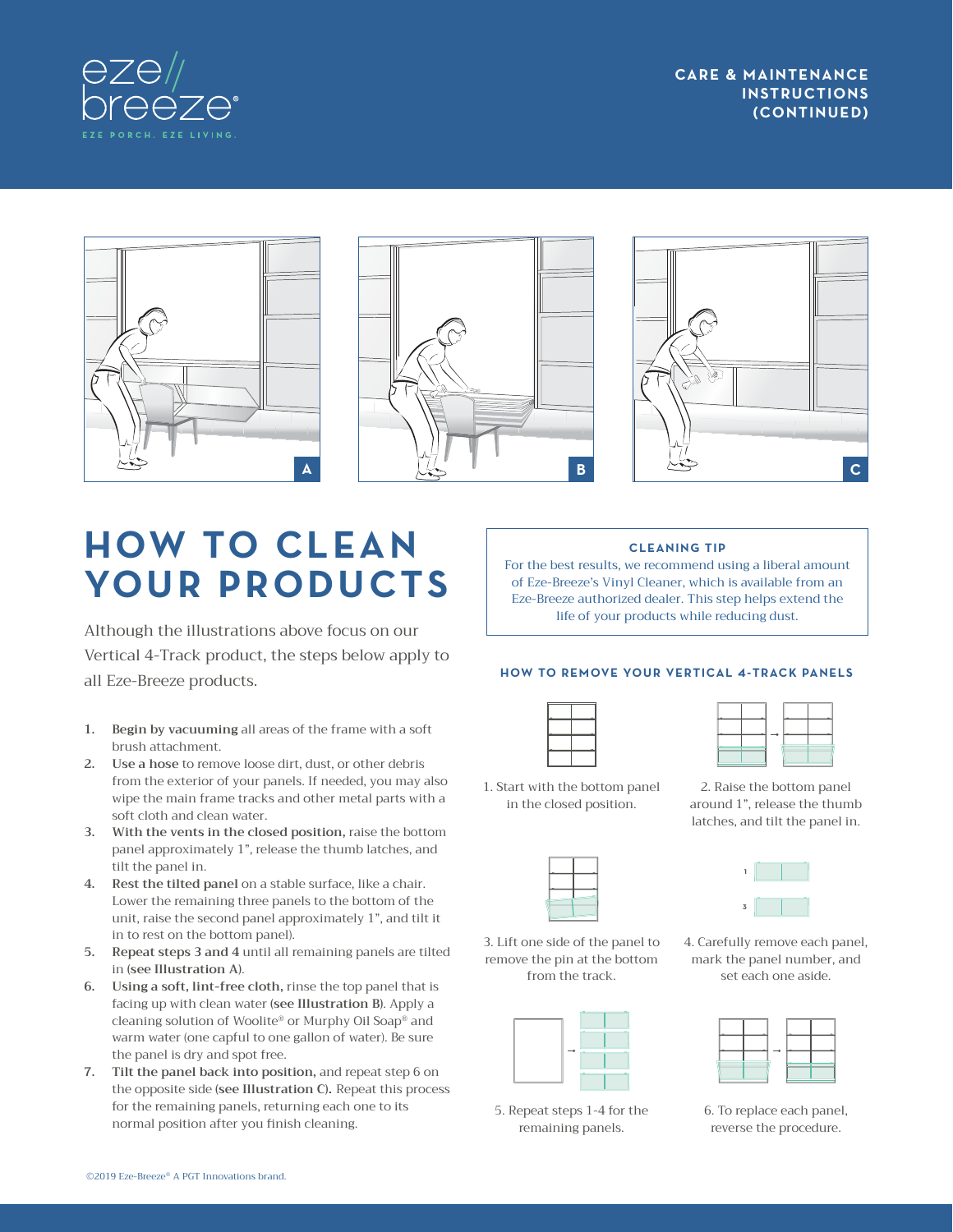# CARE & MAINTENANCE INSTRUCTIONS (CONTINUED)

A

B

C

# HOW TO CLEAN YOUR PRODUCTS

Although the illustrations above focus on our Vertical 4-Track product, the steps below apply to all Eze-Breeze products.

1. **Begin by vacuuming** all areas of the frame with a soft brush attachment.
2. **Use a hose** to remove loose dirt, dust, or other debris from the exterior of your panels. If needed, you may also wipe the main frame tracks and other metal parts with a soft cloth and clean water.
3. **With the vents in the closed position,** raise the bottom panel approximately 1", release the thumb latches, and tilt the panel in.
4. **Rest the tilted panel** on a stable surface, like a chair. Lower the remaining three panels to the bottom of the unit, raise the second panel approximately 1", and tilt it in to rest on the bottom panel).
5. **Repeat steps 3 and 4** until all remaining panels are tilted in **(see Illustration A)**.
6. **Using a soft, lint-free cloth,** rinse the top panel that is facing up with clean water **(see Illustration B)**. Apply a cleaning solution of Woolite® or Murphy Oil Soap® and warm water (one capful to one gallon of water). Be sure the panel is dry and spot free.
7. **Tilt the panel back into position,** and repeat step 6 on the opposite side **(see Illustration C).** Repeat this process for the remaining panels, returning each one to its normal position after you finish cleaning.

### CLEANING TIP

For the best results, we recommend using a liberal amount of Eze-Breeze's Vinyl Cleaner, which is available from an Eze-Breeze authorized dealer. This step helps extend the life of your products while reducing dust.

### HOW TO REMOVE YOUR VERTICAL 4-TRACK PANELS

1. Start with the bottom panel in the closed position.

2. Raise the bottom panel around 1", release the thumb latches, and tilt the panel in.

3. Lift one side of the panel to remove the pin at the bottom from the track.

1

3

4. Carefully remove each panel, mark the panel number, and set each one aside.

5. Repeat steps 1-4 for the remaining panels.

6. To replace each panel, reverse the procedure.

©2019 Eze-Breeze® A PGT Innovations brand.